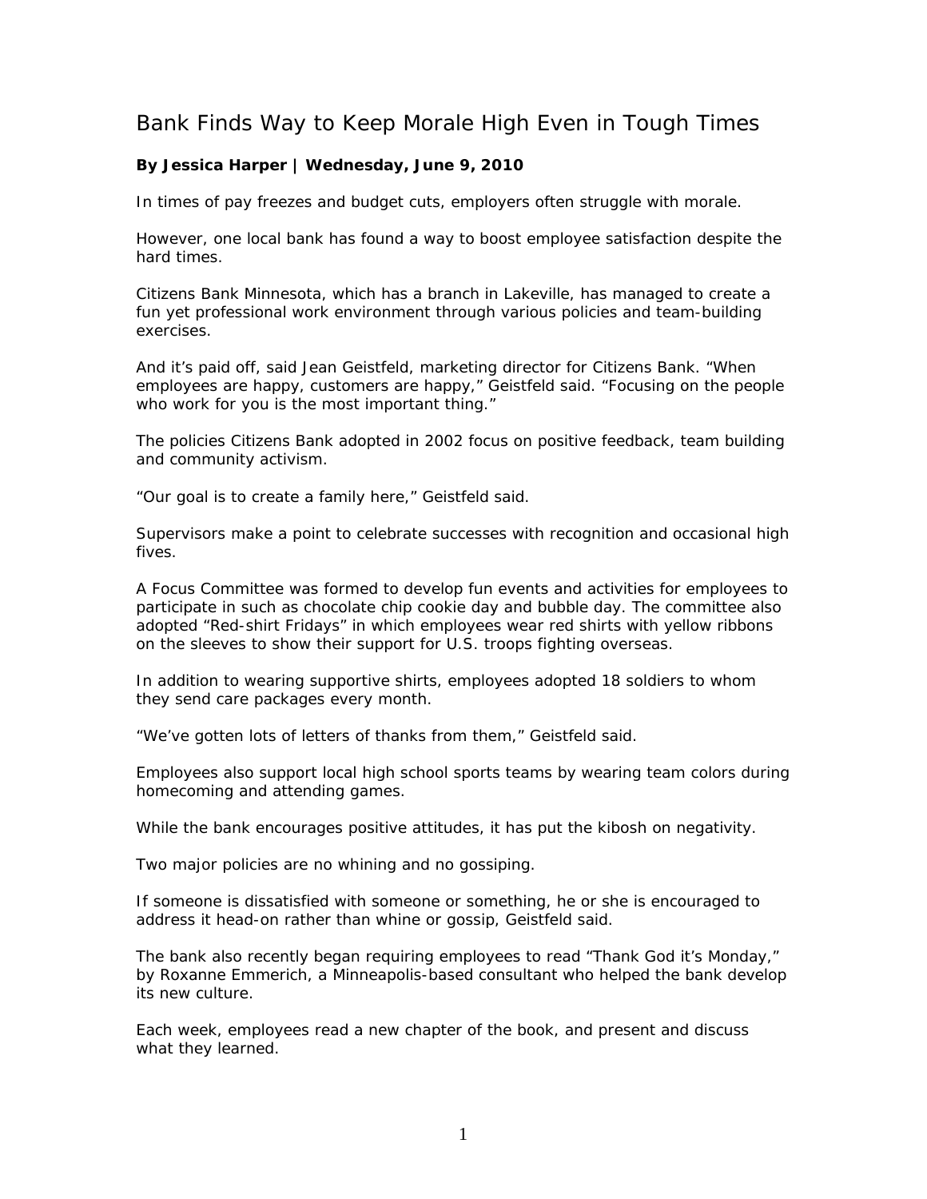# Bank Finds Way to Keep Morale High Even in Tough Times

**By Jessica Harper | Wednesday, June 9, 2010**

In times of pay freezes and budget cuts, employers often struggle with morale.

However, one local bank has found a way to boost employee satisfaction despite the hard times.

Citizens Bank Minnesota, which has a branch in Lakeville, has managed to create a fun yet professional work environment through various policies and team-building exercises.

And it's paid off, said Jean Geistfeld, marketing director for Citizens Bank. "When employees are happy, customers are happy," Geistfeld said. "Focusing on the people who work for you is the most important thing."

The policies Citizens Bank adopted in 2002 focus on positive feedback, team building and community activism.

"Our goal is to create a family here," Geistfeld said.

Supervisors make a point to celebrate successes with recognition and occasional high fives.

A Focus Committee was formed to develop fun events and activities for employees to participate in such as chocolate chip cookie day and bubble day. The committee also adopted "Red-shirt Fridays" in which employees wear red shirts with yellow ribbons on the sleeves to show their support for U.S. troops fighting overseas.

In addition to wearing supportive shirts, employees adopted 18 soldiers to whom they send care packages every month.

"We've gotten lots of letters of thanks from them," Geistfeld said.

Employees also support local high school sports teams by wearing team colors during homecoming and attending games.

While the bank encourages positive attitudes, it has put the kibosh on negativity.

Two major policies are no whining and no gossiping.

If someone is dissatisfied with someone or something, he or she is encouraged to address it head-on rather than whine or gossip, Geistfeld said.

The bank also recently began requiring employees to read "Thank God it's Monday," by Roxanne Emmerich, a Minneapolis-based consultant who helped the bank develop its new culture.

Each week, employees read a new chapter of the book, and present and discuss what they learned.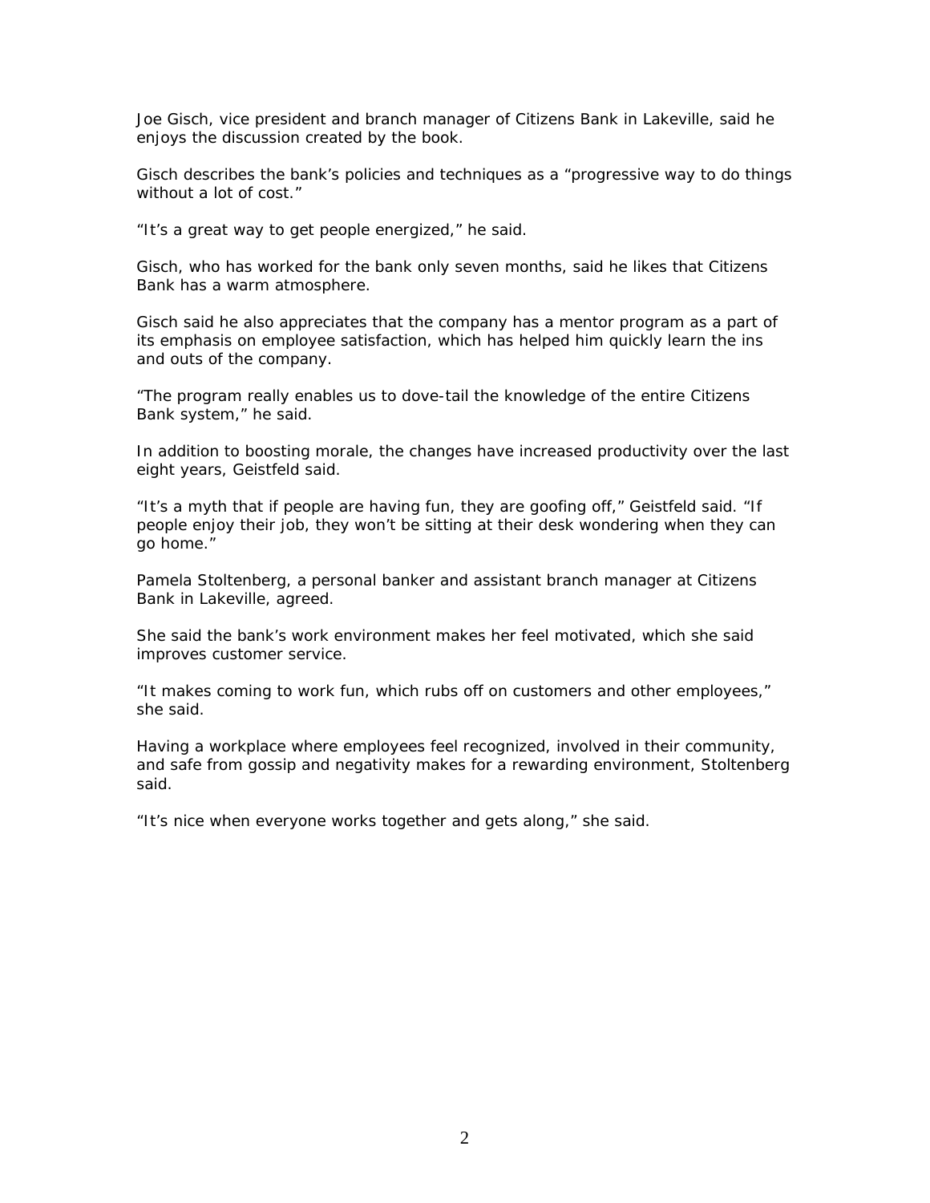Joe Gisch, vice president and branch manager of Citizens Bank in Lakeville, said he enjoys the discussion created by the book.

Gisch describes the bank's policies and techniques as a "progressive way to do things without a lot of cost."

"It's a great way to get people energized," he said.

Gisch, who has worked for the bank only seven months, said he likes that Citizens Bank has a warm atmosphere.

Gisch said he also appreciates that the company has a mentor program as a part of its emphasis on employee satisfaction, which has helped him quickly learn the ins and outs of the company.

"The program really enables us to dove-tail the knowledge of the entire Citizens Bank system," he said.

In addition to boosting morale, the changes have increased productivity over the last eight years, Geistfeld said.

"It's a myth that if people are having fun, they are goofing off," Geistfeld said. "If people enjoy their job, they won't be sitting at their desk wondering when they can go home."

Pamela Stoltenberg, a personal banker and assistant branch manager at Citizens Bank in Lakeville, agreed.

She said the bank's work environment makes her feel motivated, which she said improves customer service.

"It makes coming to work fun, which rubs off on customers and other employees," she said.

Having a workplace where employees feel recognized, involved in their community, and safe from gossip and negativity makes for a rewarding environment, Stoltenberg said.

"It's nice when everyone works together and gets along," she said.